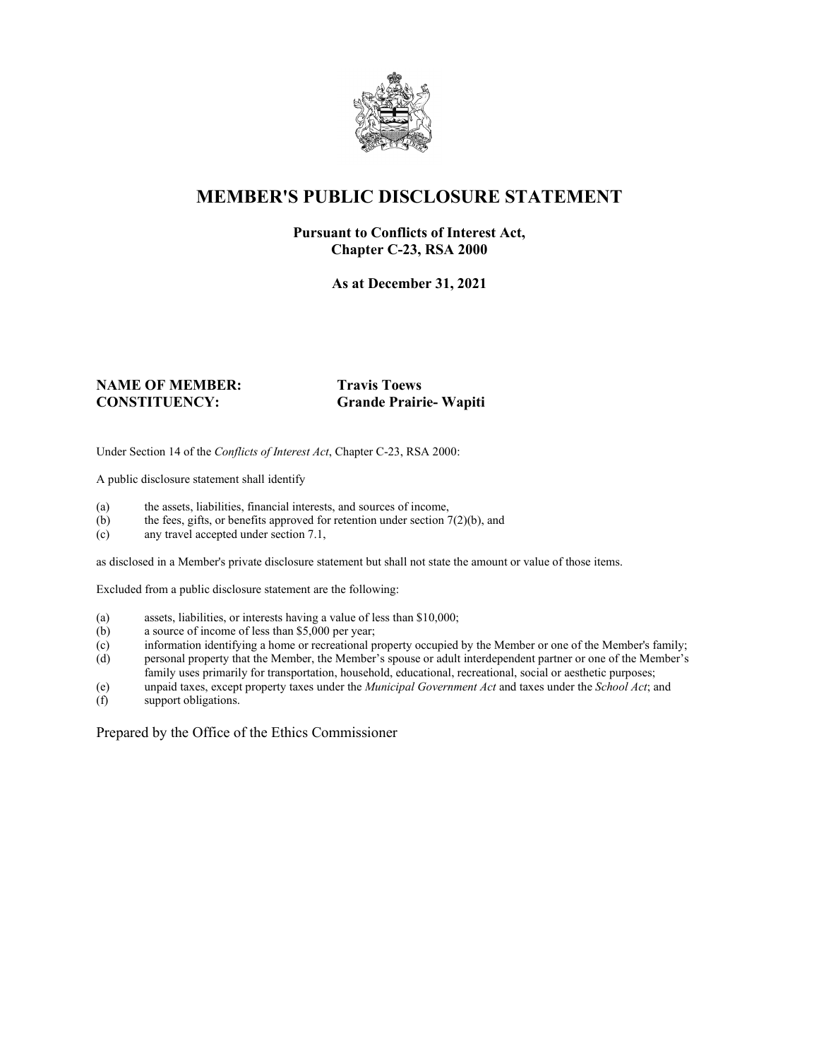# MEMBER'S PUBLIC DISCLOSURE STATEMENT

**Pursuant to Conflicts of Interest Act,**
**Chapter C-23, RSA 2000**

**As at December 31, 2021**

**NAME OF MEMBER:** **Travis Toews**
**CONSTITUENCY:** **Grande Prairie- Wapiti**

Under Section 14 of the *Conflicts of Interest Act*, Chapter C-23, RSA 2000:

A public disclosure statement shall identify

(a) the assets, liabilities, financial interests, and sources of income,
(b) the fees, gifts, or benefits approved for retention under section 7(2)(b), and
(c) any travel accepted under section 7.1,

as disclosed in a Member's private disclosure statement but shall not state the amount or value of those items.

Excluded from a public disclosure statement are the following:

(a) assets, liabilities, or interests having a value of less than $10,000;
(b) a source of income of less than $5,000 per year;
(c) information identifying a home or recreational property occupied by the Member or one of the Member's family;
(d) personal property that the Member, the Member's spouse or adult interdependent partner or one of the Member's family uses primarily for transportation, household, educational, recreational, social or aesthetic purposes;
(e) unpaid taxes, except property taxes under the *Municipal Government Act* and taxes under the *School Act*; and
(f) support obligations.

Prepared by the Office of the Ethics Commissioner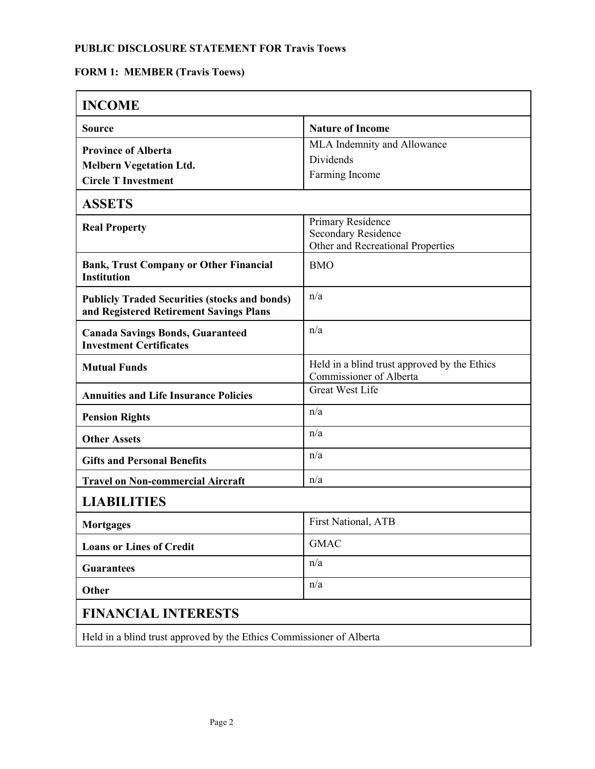**PUBLIC DISCLOSURE STATEMENT FOR Travis Toews**

**FORM 1: MEMBER (Travis Toews)**

| **INCOME** | |
|---|---|
| **Source** | **Nature of Income** |
| **Province of Alberta**<br>**Melbern Vegetation Ltd.**<br>**Circle T Investment** | MLA Indemnity and Allowance<br>Dividends<br>Farming Income |
| **ASSETS** | |
| **Real Property** | Primary Residence<br>Secondary Residence<br>Other and Recreational Properties |
| **Bank, Trust Company or Other Financial Institution** | BMO |
| **Publicly Traded Securities (stocks and bonds) and Registered Retirement Savings Plans** | n/a |
| **Canada Savings Bonds, Guaranteed Investment Certificates** | n/a |
| **Mutual Funds** | Held in a blind trust approved by the Ethics Commissioner of Alberta |
| **Annuities and Life Insurance Policies** | Great West Life |
| **Pension Rights** | n/a |
| **Other Assets** | n/a |
| **Gifts and Personal Benefits** | n/a |
| **Travel on Non-commercial Aircraft** | n/a |
| **LIABILITIES** | |
| **Mortgages** | First National, ATB |
| **Loans or Lines of Credit** | GMAC |
| **Guarantees** | n/a |
| **Other** | n/a |
| **FINANCIAL INTERESTS** | |
| Held in a blind trust approved by the Ethics Commissioner of Alberta | |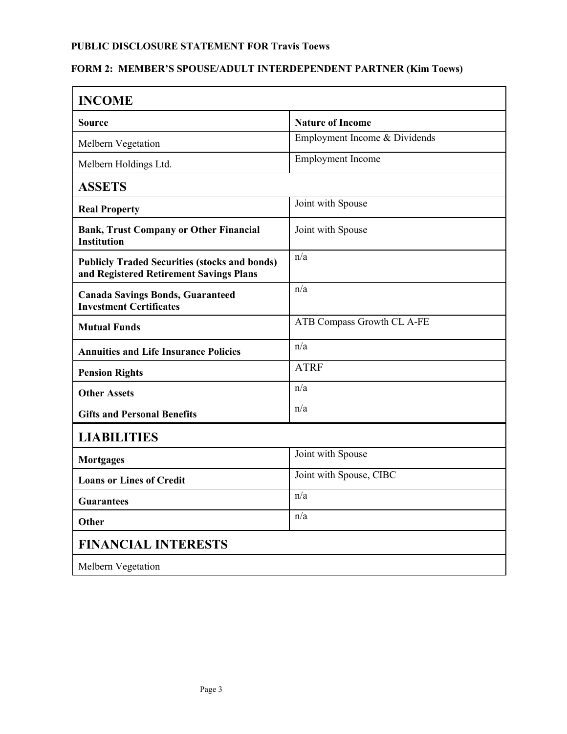**PUBLIC DISCLOSURE STATEMENT FOR Travis Toews**

**FORM 2: MEMBER'S SPOUSE/ADULT INTERDEPENDENT PARTNER (Kim Toews)**

| **INCOME** | |
|---|---|
| **Source** | **Nature of Income** |
| Melbern Vegetation | Employment Income & Dividends |
| Melbern Holdings Ltd. | Employment Income |
| **ASSETS** | |
| **Real Property** | Joint with Spouse |
| **Bank, Trust Company or Other Financial Institution** | Joint with Spouse |
| **Publicly Traded Securities (stocks and bonds) and Registered Retirement Savings Plans** | n/a |
| **Canada Savings Bonds, Guaranteed Investment Certificates** | n/a |
| **Mutual Funds** | ATB Compass Growth CL A-FE |
| **Annuities and Life Insurance Policies** | n/a |
| **Pension Rights** | ATRF |
| **Other Assets** | n/a |
| **Gifts and Personal Benefits** | n/a |
| **LIABILITIES** | |
| **Mortgages** | Joint with Spouse |
| **Loans or Lines of Credit** | Joint with Spouse, CIBC |
| **Guarantees** | n/a |
| **Other** | n/a |
| **FINANCIAL INTERESTS** | |
| Melbern Vegetation | |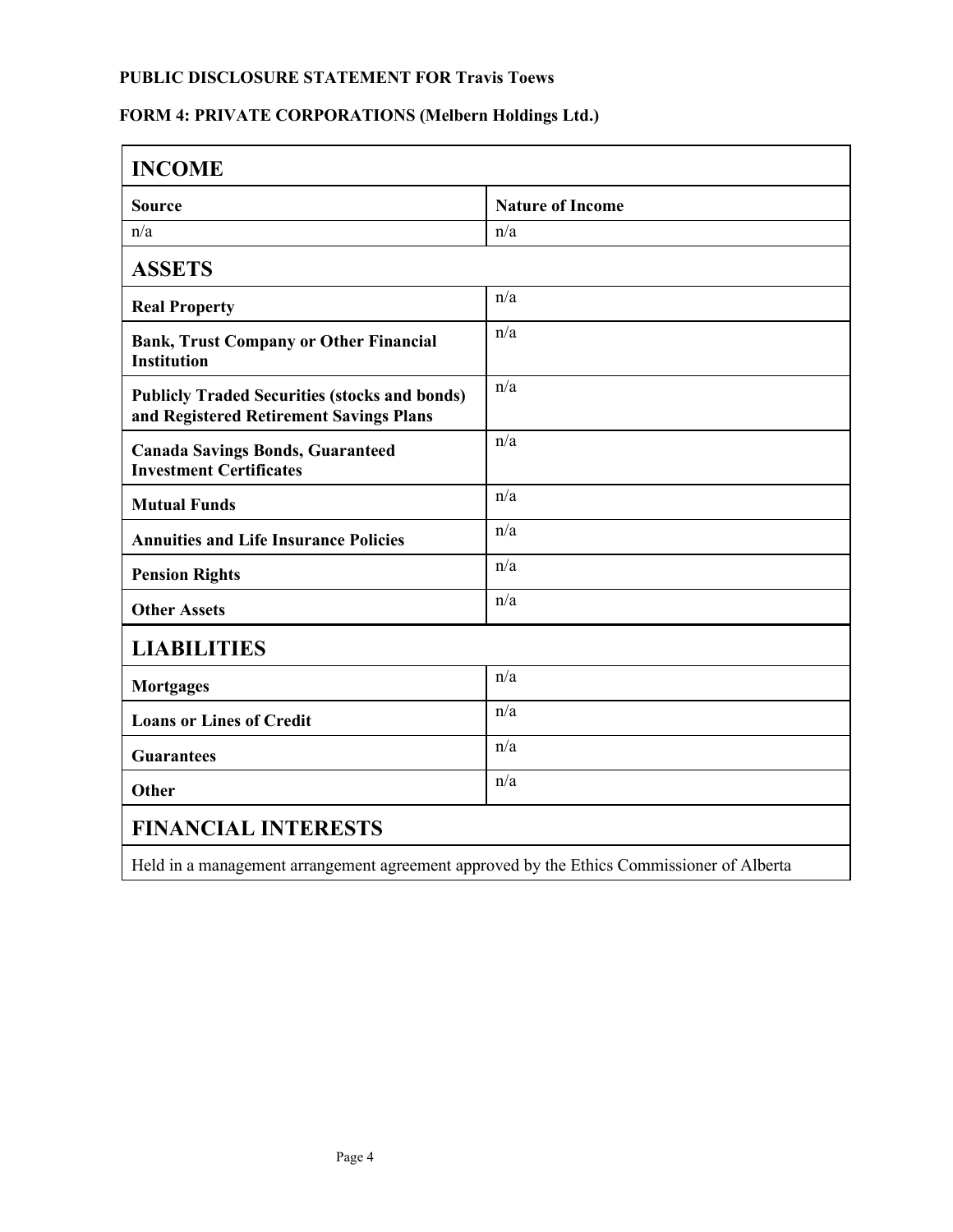**PUBLIC DISCLOSURE STATEMENT FOR Travis Toews**

**FORM 4: PRIVATE CORPORATIONS (Melbern Holdings Ltd.)**

## INCOME

| Source | Nature of Income |
|---|---|
| n/a | n/a |

## ASSETS

| | |
|---|---|
| **Real Property** | n/a |
| **Bank, Trust Company or Other Financial Institution** | n/a |
| **Publicly Traded Securities (stocks and bonds) and Registered Retirement Savings Plans** | n/a |
| **Canada Savings Bonds, Guaranteed Investment Certificates** | n/a |
| **Mutual Funds** | n/a |
| **Annuities and Life Insurance Policies** | n/a |
| **Pension Rights** | n/a |
| **Other Assets** | n/a |

## LIABILITIES

| | |
|---|---|
| **Mortgages** | n/a |
| **Loans or Lines of Credit** | n/a |
| **Guarantees** | n/a |
| **Other** | n/a |

## FINANCIAL INTERESTS

Held in a management arrangement agreement approved by the Ethics Commissioner of Alberta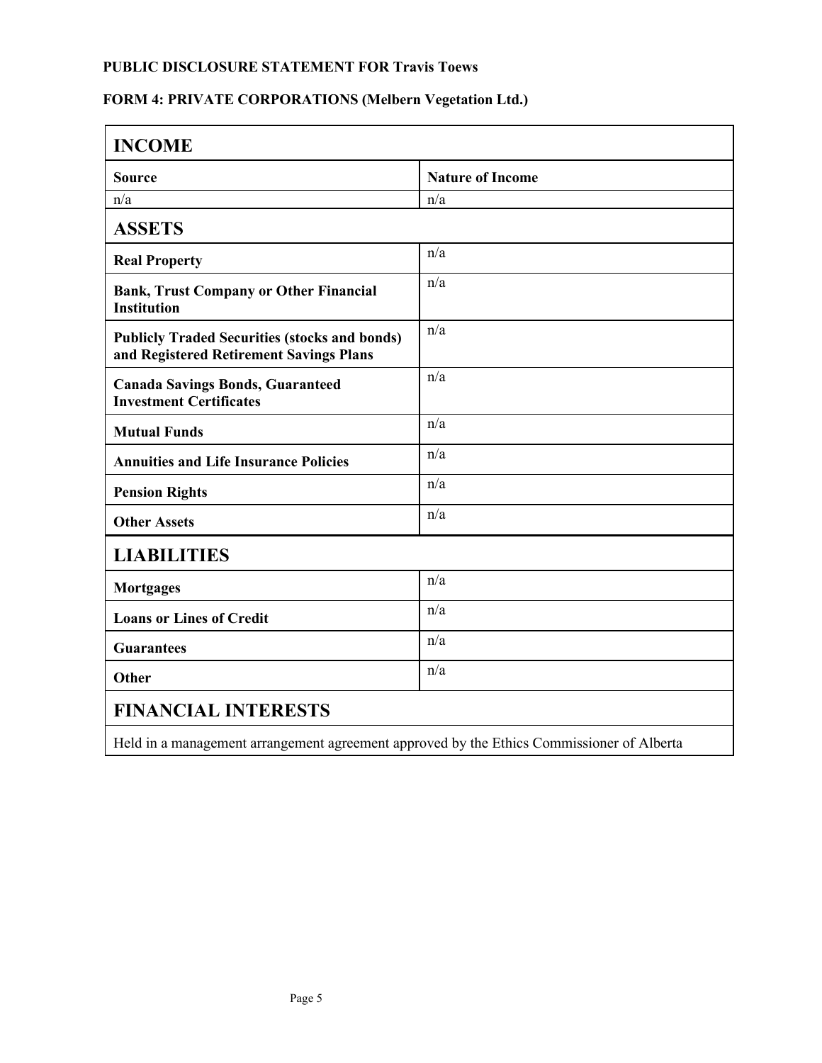**PUBLIC DISCLOSURE STATEMENT FOR Travis Toews**

**FORM 4: PRIVATE CORPORATIONS (Melbern Vegetation Ltd.)**

## INCOME

| Source | Nature of Income |
|---|---|
| n/a | n/a |

## ASSETS

| | |
|---|---|
| **Real Property** | n/a |
| **Bank, Trust Company or Other Financial Institution** | n/a |
| **Publicly Traded Securities (stocks and bonds) and Registered Retirement Savings Plans** | n/a |
| **Canada Savings Bonds, Guaranteed Investment Certificates** | n/a |
| **Mutual Funds** | n/a |
| **Annuities and Life Insurance Policies** | n/a |
| **Pension Rights** | n/a |
| **Other Assets** | n/a |

## LIABILITIES

| | |
|---|---|
| **Mortgages** | n/a |
| **Loans or Lines of Credit** | n/a |
| **Guarantees** | n/a |
| **Other** | n/a |

## FINANCIAL INTERESTS

Held in a management arrangement agreement approved by the Ethics Commissioner of Alberta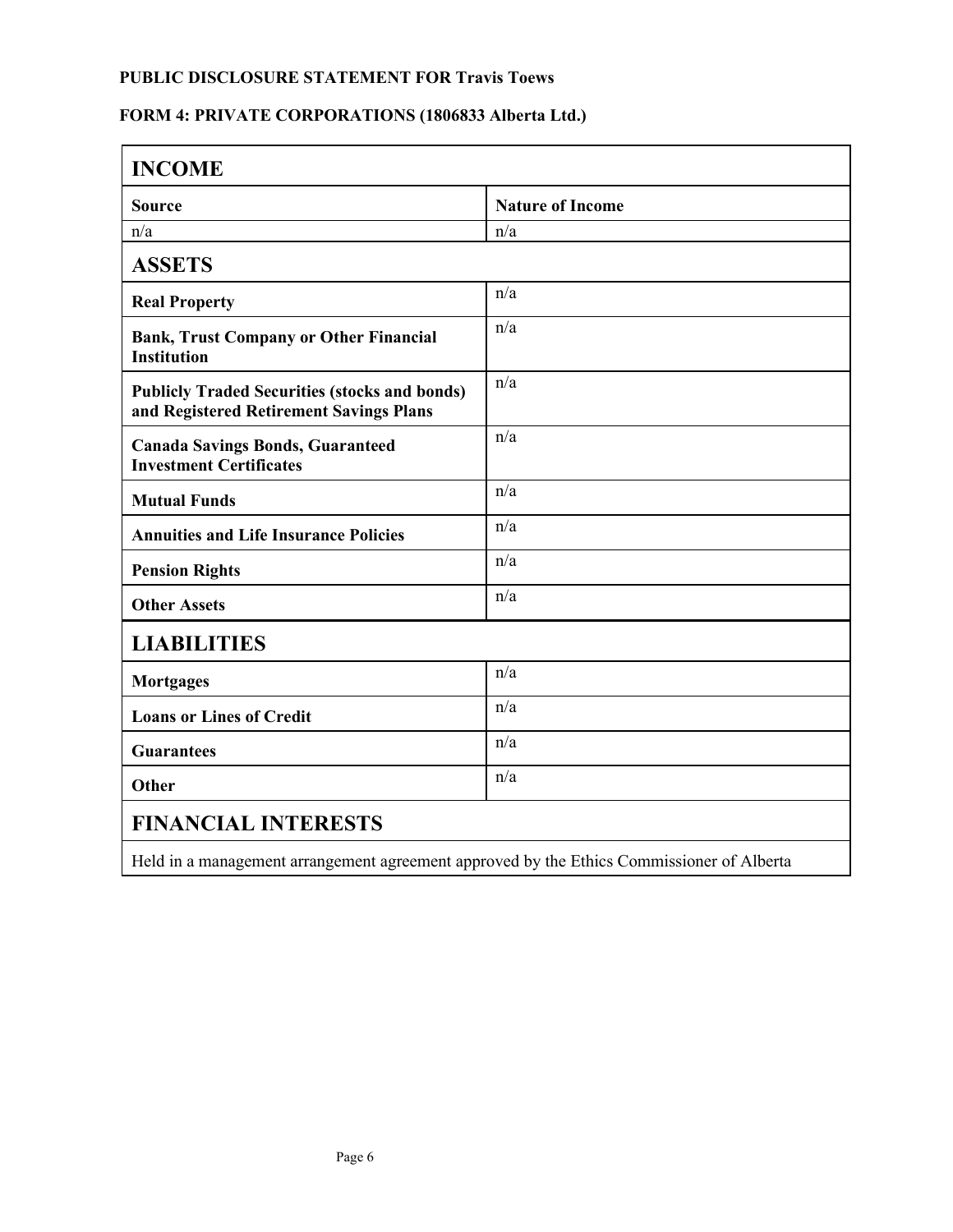**PUBLIC DISCLOSURE STATEMENT FOR Travis Toews**

**FORM 4: PRIVATE CORPORATIONS (1806833 Alberta Ltd.)**

## INCOME

| Source | Nature of Income |
| --- | --- |
| n/a | n/a |

## ASSETS

| | |
| --- | --- |
| **Real Property** | n/a |
| **Bank, Trust Company or Other Financial Institution** | n/a |
| **Publicly Traded Securities (stocks and bonds) and Registered Retirement Savings Plans** | n/a |
| **Canada Savings Bonds, Guaranteed Investment Certificates** | n/a |
| **Mutual Funds** | n/a |
| **Annuities and Life Insurance Policies** | n/a |
| **Pension Rights** | n/a |
| **Other Assets** | n/a |

## LIABILITIES

| | |
| --- | --- |
| **Mortgages** | n/a |
| **Loans or Lines of Credit** | n/a |
| **Guarantees** | n/a |
| **Other** | n/a |

## FINANCIAL INTERESTS

Held in a management arrangement agreement approved by the Ethics Commissioner of Alberta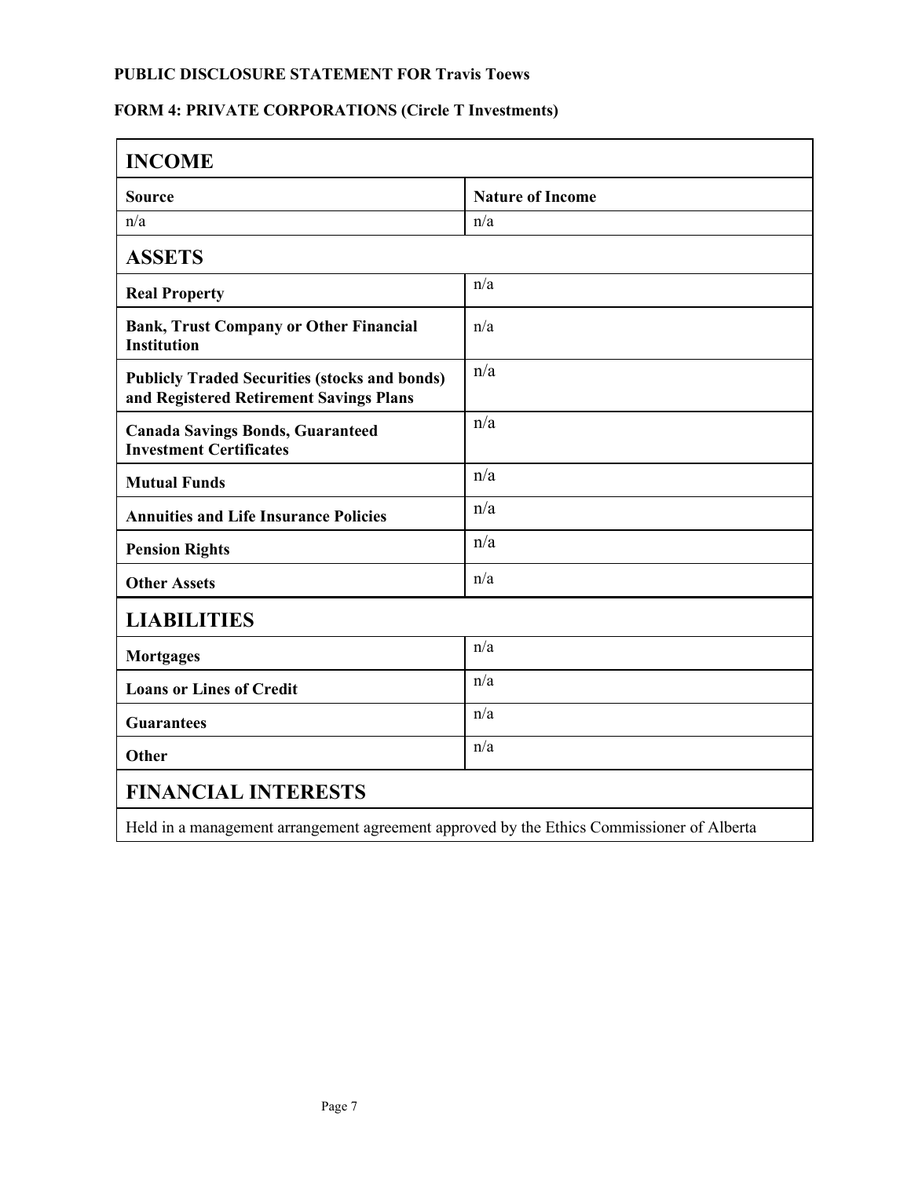**PUBLIC DISCLOSURE STATEMENT FOR Travis Toews**

**FORM 4: PRIVATE CORPORATIONS (Circle T Investments)**

## INCOME

| Source | Nature of Income |
|---|---|
| n/a | n/a |

## ASSETS

| | |
|---|---|
| **Real Property** | n/a |
| **Bank, Trust Company or Other Financial Institution** | n/a |
| **Publicly Traded Securities (stocks and bonds) and Registered Retirement Savings Plans** | n/a |
| **Canada Savings Bonds, Guaranteed Investment Certificates** | n/a |
| **Mutual Funds** | n/a |
| **Annuities and Life Insurance Policies** | n/a |
| **Pension Rights** | n/a |
| **Other Assets** | n/a |

## LIABILITIES

| | |
|---|---|
| **Mortgages** | n/a |
| **Loans or Lines of Credit** | n/a |
| **Guarantees** | n/a |
| **Other** | n/a |

## FINANCIAL INTERESTS

Held in a management arrangement agreement approved by the Ethics Commissioner of Alberta